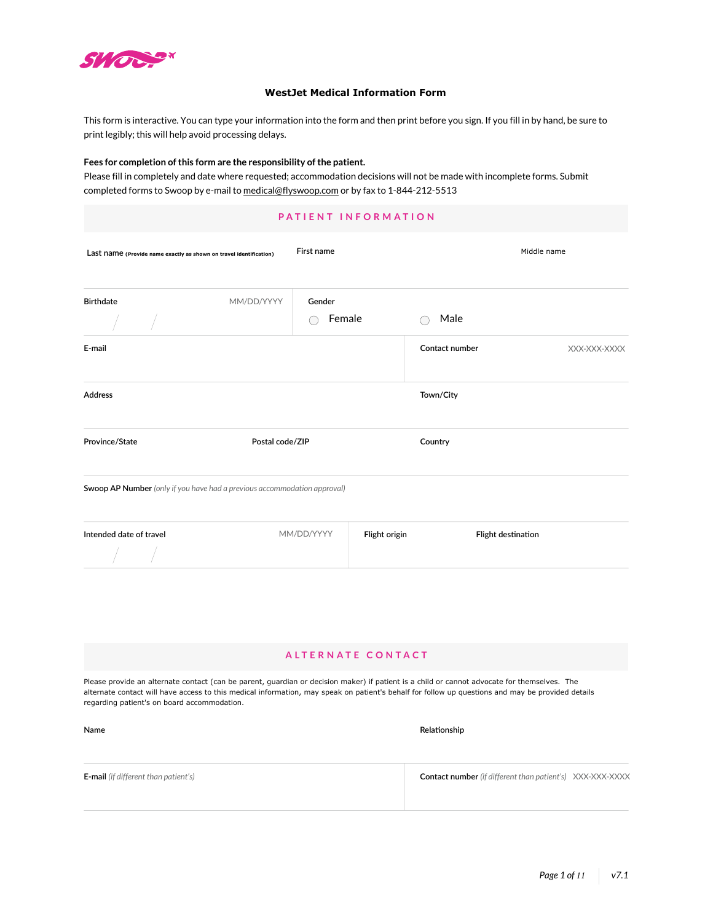# WestJet Medical Information Form

This form is interactive. You can type your information into the form and then print before you sign. If you fill in by hand, be sure to print legibly; this will help avoid processing delays.

**Fees for completion of this form are the responsibility of the patient.**
Please fill in completely and date where requested; accommodation decisions will not be made with incomplete forms. Submit completed forms to Swoop by e-mail to medical@flyswoop.com or by fax to 1-844-212-5513

## PATIENT INFORMATION

| Last name (Provide name exactly as shown on travel identification) | First name | Middle name |
|---|---|---|
| | | |

| Birthdate MM/DD/YYYY | Gender |
|---|---|
| / / | ◯ Female ◯ Male |

| E-mail | Contact number XXX-XXX-XXXX |
|---|---|
| | |

| Address | Town/City |
|---|---|
| | |

| Province/State | Postal code/ZIP | Country |
|---|---|---|
| | | |

Swoop AP Number *(only if you have had a previous accommodation approval)*

| Intended date of travel MM/DD/YYYY | Flight origin | Flight destination |
|---|---|---|
| / / | | |

## ALTERNATE CONTACT

Please provide an alternate contact (can be parent, guardian or decision maker) if patient is a child or cannot advocate for themselves. The alternate contact will have access to this medical information, may speak on patient's behalf for follow up questions and may be provided details regarding patient's on board accommodation.

| Name | Relationship |
|---|---|
| | |

| E-mail *(if different than patient's)* | Contact number *(if different than patient's)* XXX-XXX-XXXX |
|---|---|
| | |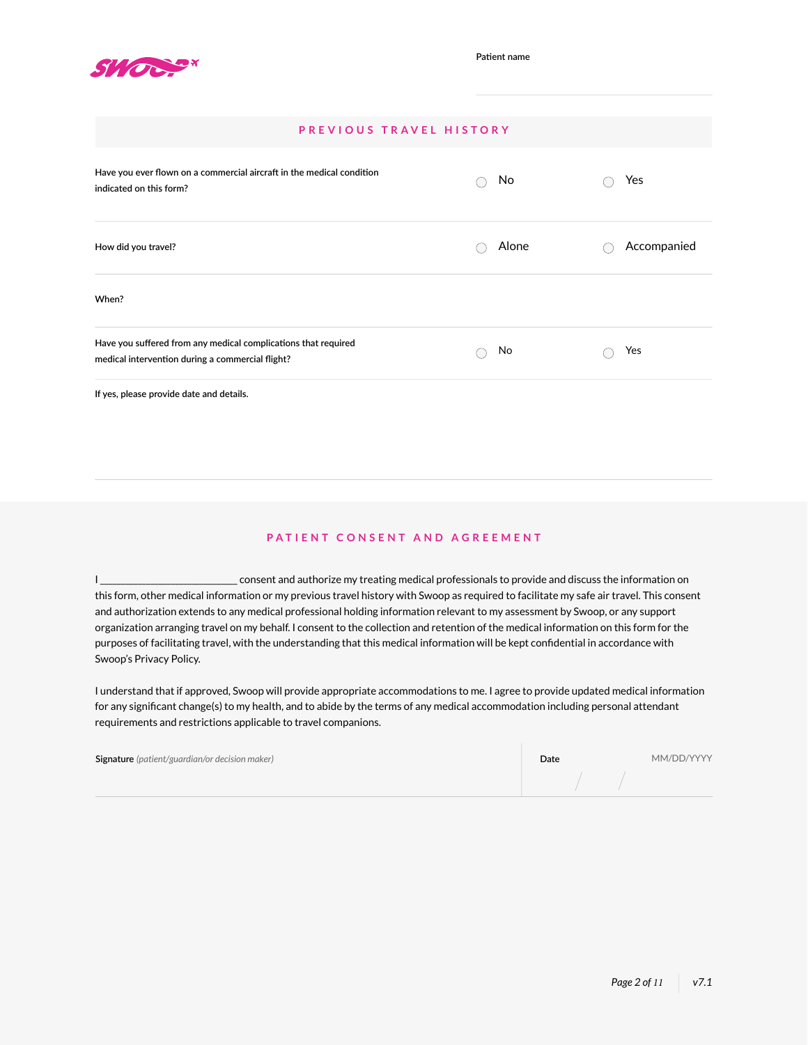Patient name

## PREVIOUS TRAVEL HISTORY

| | | |
|---|---|---|
| Have you ever flown on a commercial aircraft in the medical condition indicated on this form? | ◯ No | ◯ Yes |
| How did you travel? | ◯ Alone | ◯ Accompanied |
| When? | | |
| Have you suffered from any medical complications that required medical intervention during a commercial flight? | ◯ No | ◯ Yes |

If yes, please provide date and details.

## PATIENT CONSENT AND AGREEMENT

I _________________________ consent and authorize my treating medical professionals to provide and discuss the information on this form, other medical information or my previous travel history with Swoop as required to facilitate my safe air travel. This consent and authorization extends to any medical professional holding information relevant to my assessment by Swoop, or any support organization arranging travel on my behalf. I consent to the collection and retention of the medical information on this form for the purposes of facilitating travel, with the understanding that this medical information will be kept confidential in accordance with Swoop's Privacy Policy.

I understand that if approved, Swoop will provide appropriate accommodations to me. I agree to provide updated medical information for any significant change(s) to my health, and to abide by the terms of any medical accommodation including personal attendant requirements and restrictions applicable to travel companions.

| **Signature** *(patient/guardian/or decision maker)* | **Date** MM/DD/YYYY |
|---|---|
| | / / |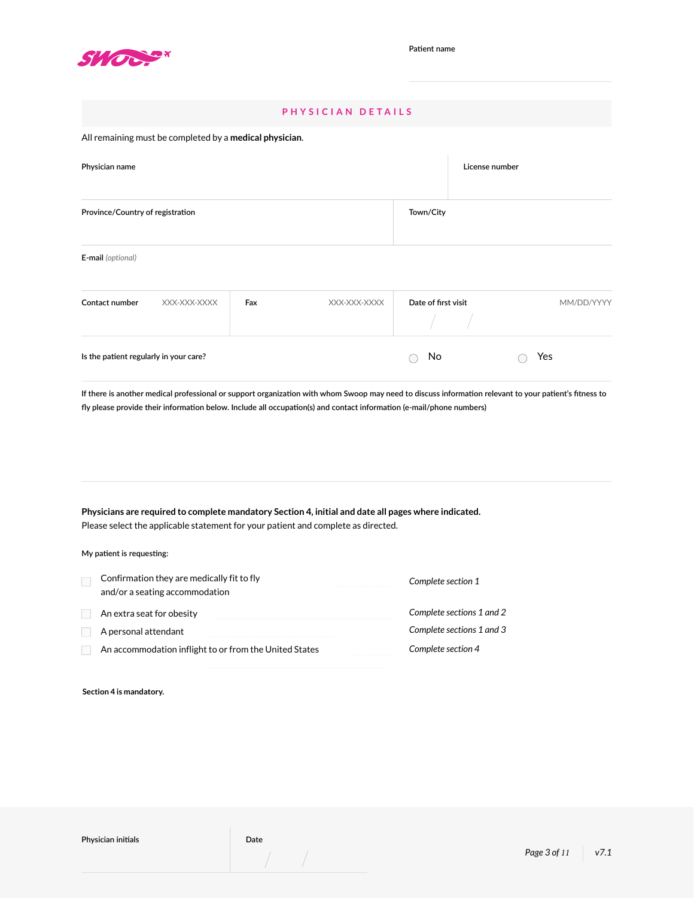Patient name

## PHYSICIAN DETAILS

All remaining must be completed by a **medical physician**.

| Physician name | License number |
|---|---|
| | |

| Province/Country of registration | Town/City |
|---|---|
| | |

E-mail *(optional)*

| Contact number XXX-XXX-XXXX | Fax XXX-XXX-XXXX | Date of first visit MM/DD/YYYY |
|---|---|---|
| | | / / |

Is the patient regularly in your care? ◯ No ◯ Yes

If there is another medical professional or support organization with whom Swoop may need to discuss information relevant to your patient's fitness to fly please provide their information below. Include all occupation(s) and contact information (e-mail/phone numbers)

**Physicians are required to complete mandatory Section 4, initial and date all pages where indicated.**
Please select the applicable statement for your patient and complete as directed.

My patient is requesting:

| | |
|---|---|
| ☐ Confirmation they are medically fit to fly and/or a seating accommodation | *Complete section 1* |
| ☐ An extra seat for obesity | *Complete sections 1 and 2* |
| ☐ A personal attendant | *Complete sections 1 and 3* |
| ☐ An accommodation inflight to or from the United States | *Complete section 4* |

**Section 4 is mandatory.**

| Physician initials | Date |
|---|---|
| | / / |

v7.1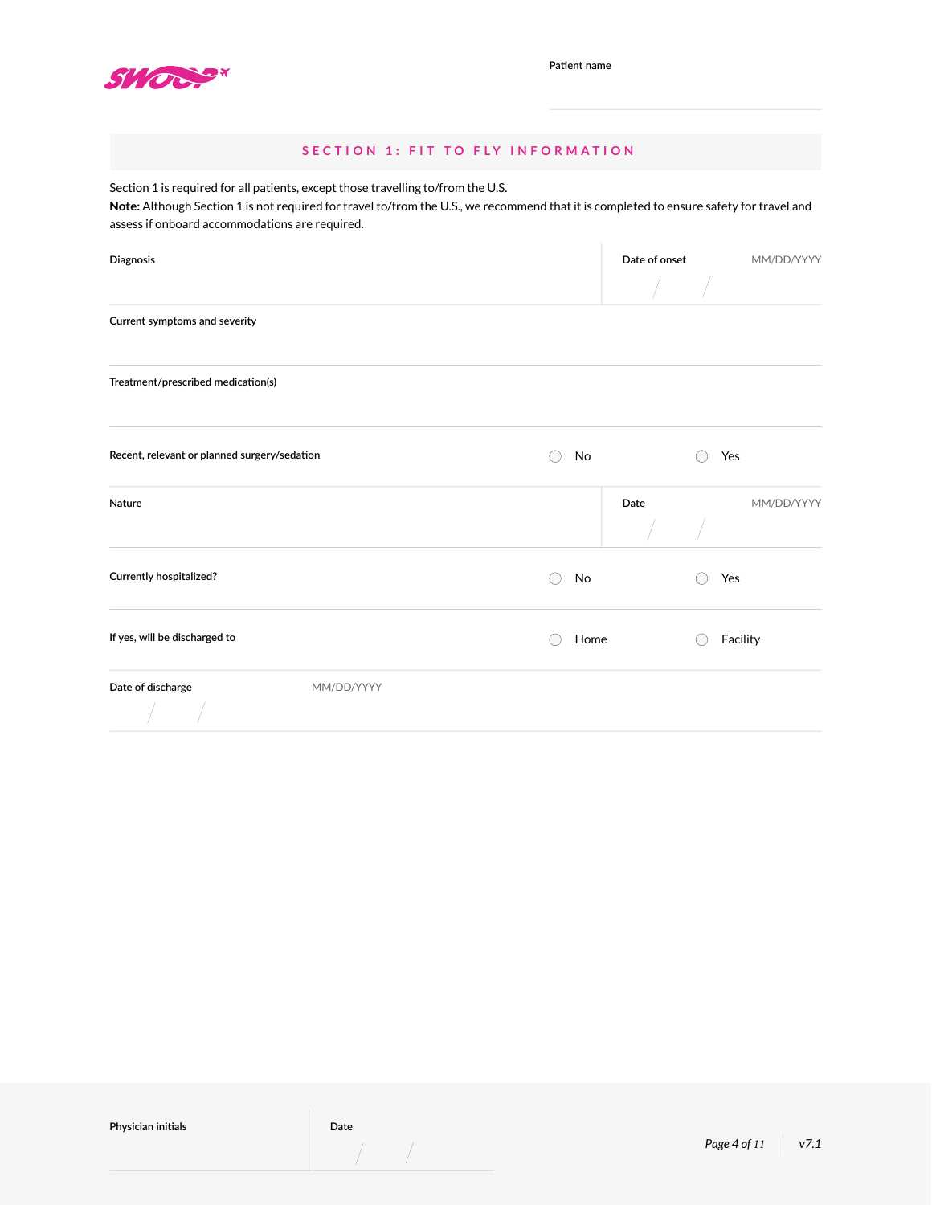Patient name

## SECTION 1: FIT TO FLY INFORMATION

Section 1 is required for all patients, except those travelling to/from the U.S.
**Note:** Although Section 1 is not required for travel to/from the U.S., we recommend that it is completed to ensure safety for travel and assess if onboard accommodations are required.

| | |
|---|---|
| Diagnosis | Date of onset MM/DD/YYYY &nbsp; / &nbsp; / |
| Current symptoms and severity | |
| Treatment/prescribed medication(s) | |
| Recent, relevant or planned surgery/sedation | ◯ No &nbsp;&nbsp; ◯ Yes |
| Nature | Date MM/DD/YYYY &nbsp; / &nbsp; / |
| Currently hospitalized? | ◯ No &nbsp;&nbsp; ◯ Yes |
| If yes, will be discharged to | ◯ Home &nbsp;&nbsp; ◯ Facility |
| Date of discharge MM/DD/YYYY &nbsp; / &nbsp; / | |

| Physician initials | Date &nbsp; / &nbsp; / |
|---|---|

v7.1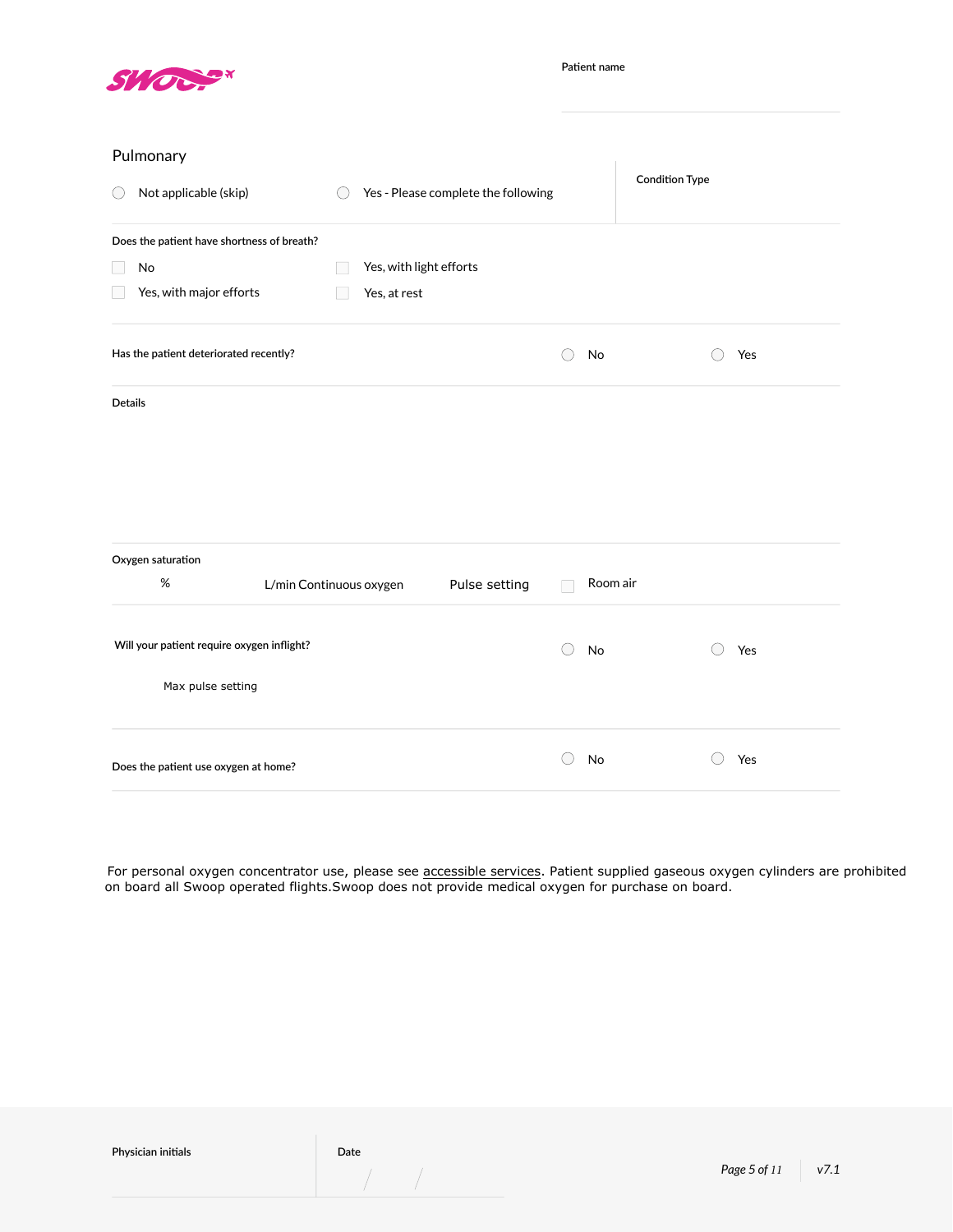Patient name

## Pulmonary

○ Not applicable (skip) ○ Yes - Please complete the following

Condition Type

**Does the patient have shortness of breath?**

☐ No ☐ Yes, with light efforts
☐ Yes, with major efforts ☐ Yes, at rest

**Has the patient deteriorated recently?** ○ No ○ Yes

**Details**

**Oxygen saturation**

% L/min Continuous oxygen Pulse setting ☐ Room air

**Will your patient require oxygen inflight?** ○ No ○ Yes

Max pulse setting

**Does the patient use oxygen at home?** ○ No ○ Yes

For personal oxygen concentrator use, please see accessible services. Patient supplied gaseous oxygen cylinders are prohibited on board all Swoop operated flights.Swoop does not provide medical oxygen for purchase on board.

Physician initials

Date / /

v7.1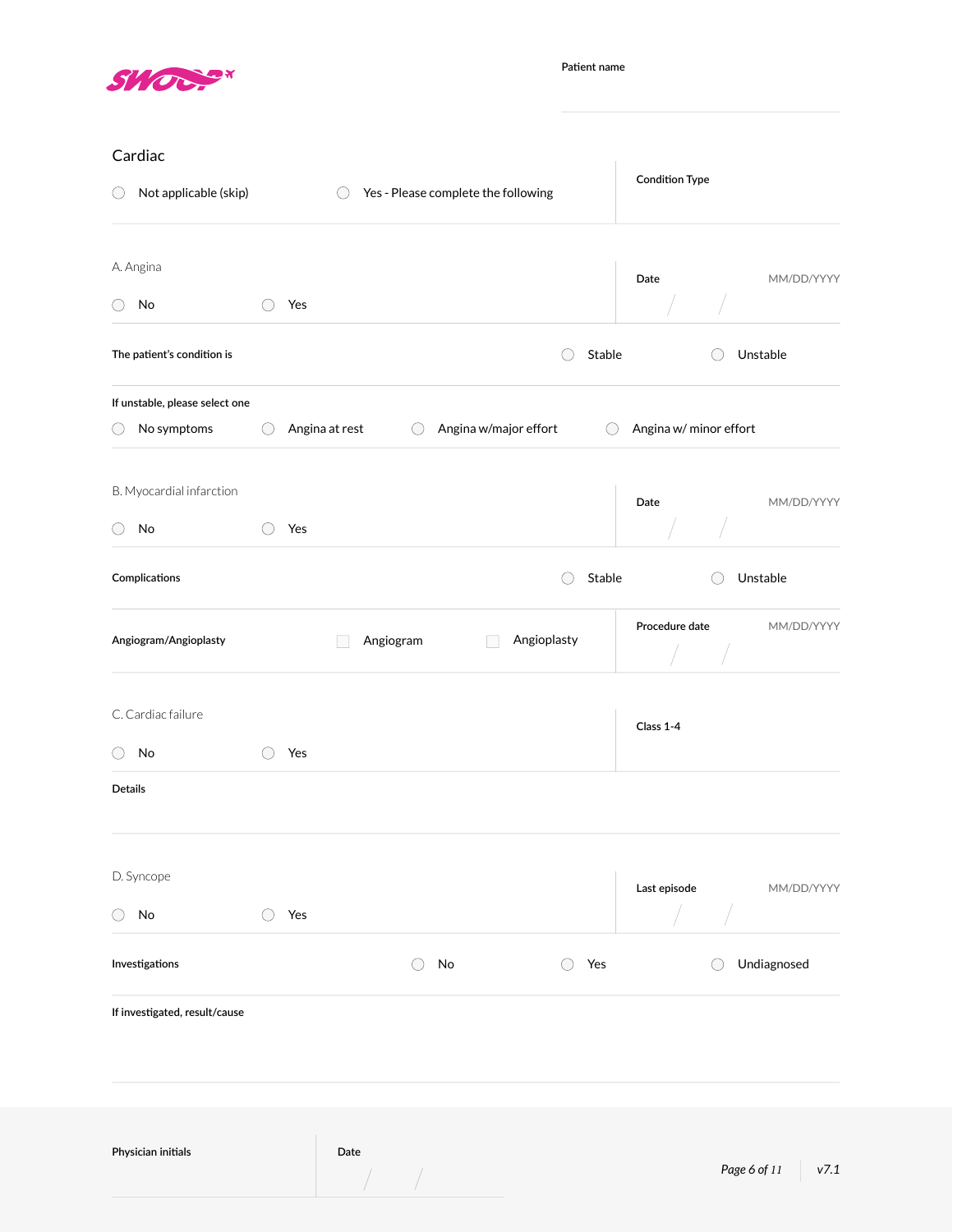Patient name

## Cardiac

○ Not applicable (skip) ○ Yes - Please complete the following

Condition Type

A. Angina

○ No ○ Yes

Date MM/DD/YYYY

/ /

The patient's condition is ○ Stable ○ Unstable

If unstable, please select one

○ No symptoms ○ Angina at rest ○ Angina w/major effort ○ Angina w/ minor effort

B. Myocardial infarction

○ No ○ Yes

Date MM/DD/YYYY

/ /

Complications ○ Stable ○ Unstable

Angiogram/Angioplasty ☐ Angiogram ☐ Angioplasty

Procedure date MM/DD/YYYY

/ /

C. Cardiac failure

○ No ○ Yes

Class 1-4

Details

D. Syncope

○ No ○ Yes

Last episode MM/DD/YYYY

/ /

Investigations ○ No ○ Yes ○ Undiagnosed

If investigated, result/cause

Physician initials

Date

/ /

v7.1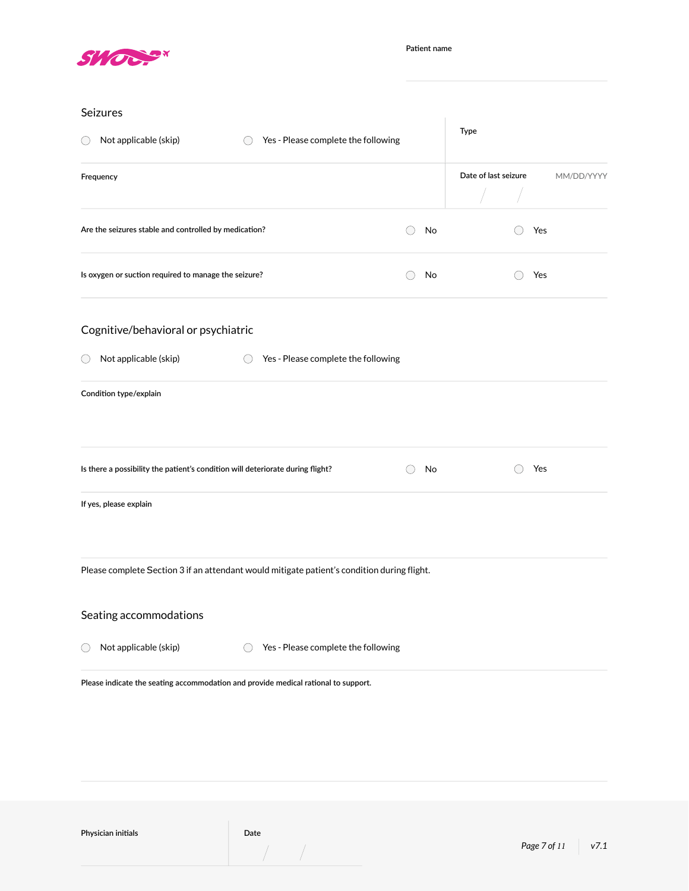Patient name

## Seizures

○ Not applicable (skip) ○ Yes - Please complete the following

Type

Frequency

Date of last seizure MM/DD/YYYY
/ /

Are the seizures stable and controlled by medication? ○ No ○ Yes

Is oxygen or suction required to manage the seizure? ○ No ○ Yes

## Cognitive/behavioral or psychiatric

○ Not applicable (skip) ○ Yes - Please complete the following

Condition type/explain

Is there a possibility the patient's condition will deteriorate during flight? ○ No ○ Yes

If yes, please explain

Please complete Section 3 if an attendant would mitigate patient's condition during flight.

## Seating accommodations

○ Not applicable (skip) ○ Yes - Please complete the following

Please indicate the seating accommodation and provide medical rational to support.

Physician initials

Date
/ /

v7.1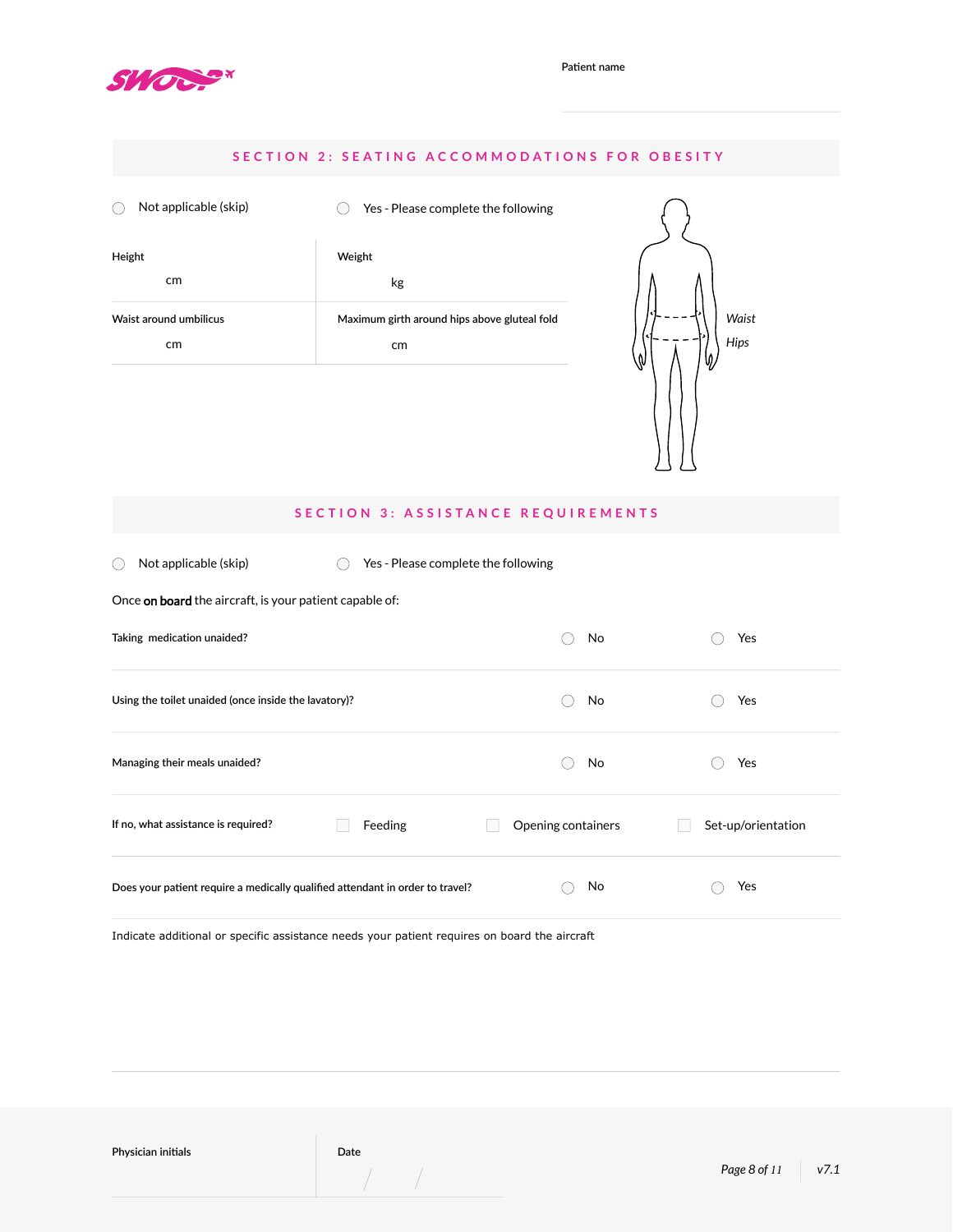Patient name

## SECTION 2: SEATING ACCOMMODATIONS FOR OBESITY

○ Not applicable (skip) ○ Yes - Please complete the following

| Height | Weight |
|---|---|
| cm | kg |
| **Waist around umbilicus** | **Maximum girth around hips above gluteal fold** |
| cm | cm |

*Waist*

*Hips*

## SECTION 3: ASSISTANCE REQUIREMENTS

○ Not applicable (skip) ○ Yes - Please complete the following

Once **on board** the aircraft, is your patient capable of:

| | | |
|---|---|---|
| Taking medication unaided? | ○ No | ○ Yes |
| Using the toilet unaided (once inside the lavatory)? | ○ No | ○ Yes |
| Managing their meals unaided? | ○ No | ○ Yes |

If no, what assistance is required? ☐ Feeding ☐ Opening containers ☐ Set-up/orientation

| | | |
|---|---|---|
| Does your patient require a medically qualified attendant in order to travel? | ○ No | ○ Yes |

Indicate additional or specific assistance needs your patient requires on board the aircraft

| Physician initials | Date |
|---|---|
| | / / |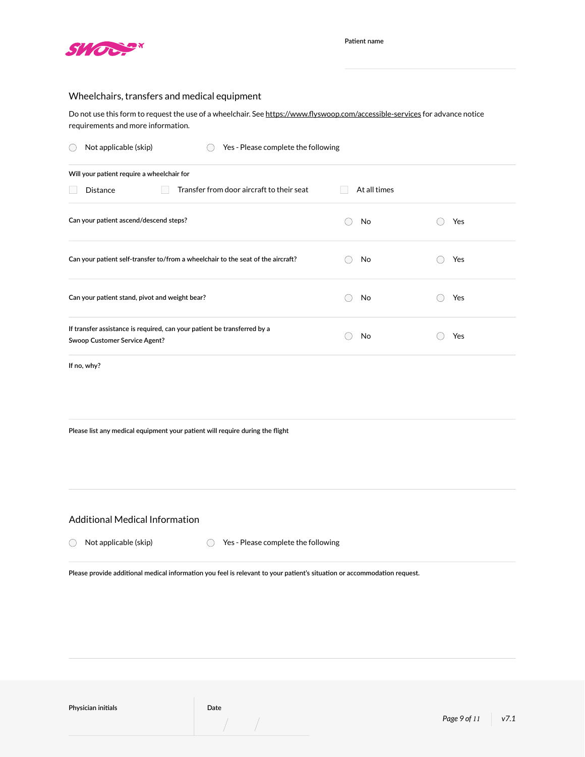Patient name

## Wheelchairs, transfers and medical equipment

Do not use this form to request the use of a wheelchair. See https://www.flyswoop.com/accessible-services for advance notice requirements and more information.

○ Not applicable (skip) ○ Yes - Please complete the following

Will your patient require a wheelchair for

☐ Distance ☐ Transfer from door aircraft to their seat ☐ At all times

| Question | | |
|---|---|---|
| Can your patient ascend/descend steps? | ○ No | ○ Yes |
| Can your patient self-transfer to/from a wheelchair to the seat of the aircraft? | ○ No | ○ Yes |
| Can your patient stand, pivot and weight bear? | ○ No | ○ Yes |
| If transfer assistance is required, can your patient be transferred by a Swoop Customer Service Agent? | ○ No | ○ Yes |

If no, why?

Please list any medical equipment your patient will require during the flight

## Additional Medical Information

○ Not applicable (skip) ○ Yes - Please complete the following

Please provide additional medical information you feel is relevant to your patient's situation or accommodation request.

Physician initials

Date / /

v7.1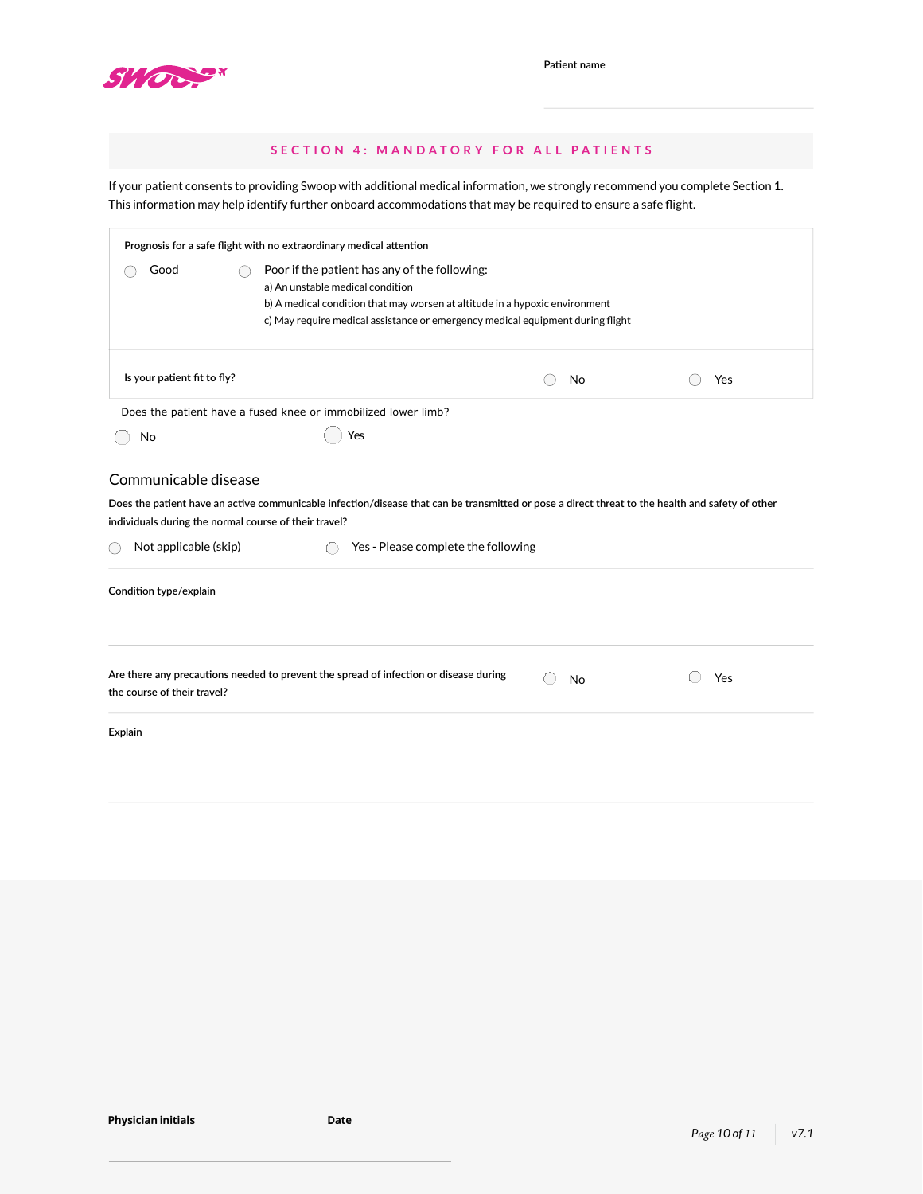Patient name

## SECTION 4: MANDATORY FOR ALL PATIENTS

If your patient consents to providing Swoop with additional medical information, we strongly recommend you complete Section 1. This information may help identify further onboard accommodations that may be required to ensure a safe flight.

Prognosis for a safe flight with no extraordinary medical attention

- ◯ Good
- ◯ Poor if the patient has any of the following:
  - a) An unstable medical condition
  - b) A medical condition that may worsen at altitude in a hypoxic environment
  - c) May require medical assistance or emergency medical equipment during flight

Is your patient fit to fly? ◯ No ◯ Yes

Does the patient have a fused knee or immobilized lower limb?

◯ No ◯ Yes

### Communicable disease

Does the patient have an active communicable infection/disease that can be transmitted or pose a direct threat to the health and safety of other individuals during the normal course of their travel?

◯ Not applicable (skip) ◯ Yes - Please complete the following

Condition type/explain

Are there any precautions needed to prevent the spread of infection or disease during the course of their travel? ◯ No ◯ Yes

Explain

**Physician initials** **Date**

v7.1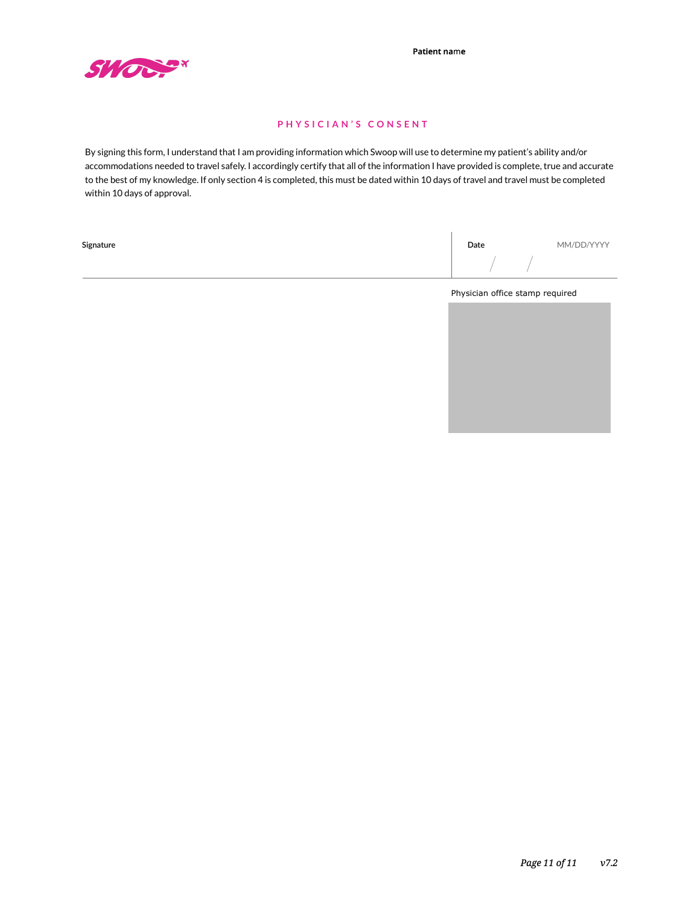Patient name

## PHYSICIAN'S CONSENT

By signing this form, I understand that I am providing information which Swoop will use to determine my patient's ability and/or accommodations needed to travel safely. I accordingly certify that all of the information I have provided is complete, true and accurate to the best of my knowledge. If only section 4 is completed, this must be dated within 10 days of travel and travel must be completed within 10 days of approval.

| Signature | Date MM/DD/YYYY |
| --- | --- |
| | / / |

Physician office stamp required